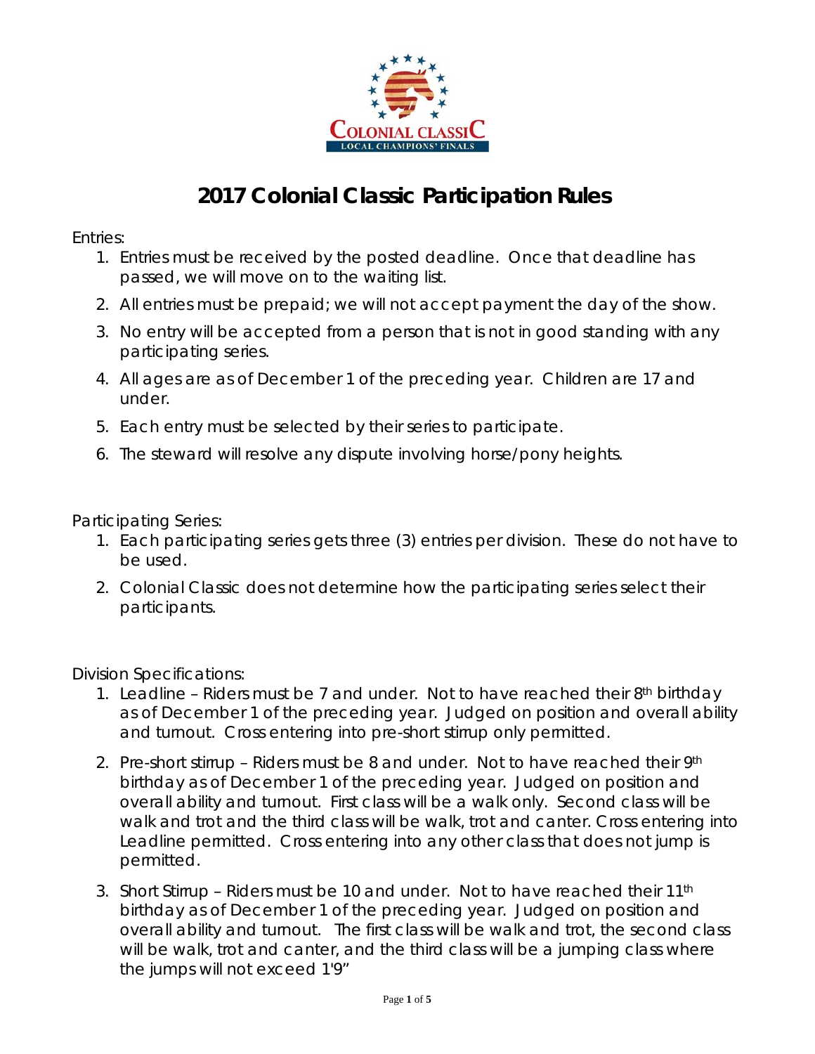# 2017 Colonial Classic Participation Rules

Entries:

1. Entries must be received by the posted deadline. Once that deadline has passed, we will move on to the waiting list.
2. All entries must be prepaid; we will not accept payment the day of the show.
3. No entry will be accepted from a person that is not in good standing with any participating series.
4. All ages are as of December 1 of the preceding year. Children are 17 and under.
5. Each entry must be selected by their series to participate.
6. The steward will resolve any dispute involving horse/pony heights.

Participating Series:

1. Each participating series gets three (3) entries per division. These do not have to be used.
2. Colonial Classic does not determine how the participating series select their participants.

Division Specifications:

1. Leadline – Riders must be 7 and under. Not to have reached their 8th birthday as of December 1 of the preceding year. Judged on position and overall ability and turnout. Cross entering into pre-short stirrup only permitted.
2. Pre-short stirrup – Riders must be 8 and under. Not to have reached their 9th birthday as of December 1 of the preceding year. Judged on position and overall ability and turnout. First class will be a walk only. Second class will be walk and trot and the third class will be walk, trot and canter. Cross entering into Leadline permitted. Cross entering into any other class that does not jump is permitted.
3. Short Stirrup – Riders must be 10 and under. Not to have reached their 11th birthday as of December 1 of the preceding year. Judged on position and overall ability and turnout. The first class will be walk and trot, the second class will be walk, trot and canter, and the third class will be a jumping class where the jumps will not exceed 1'9"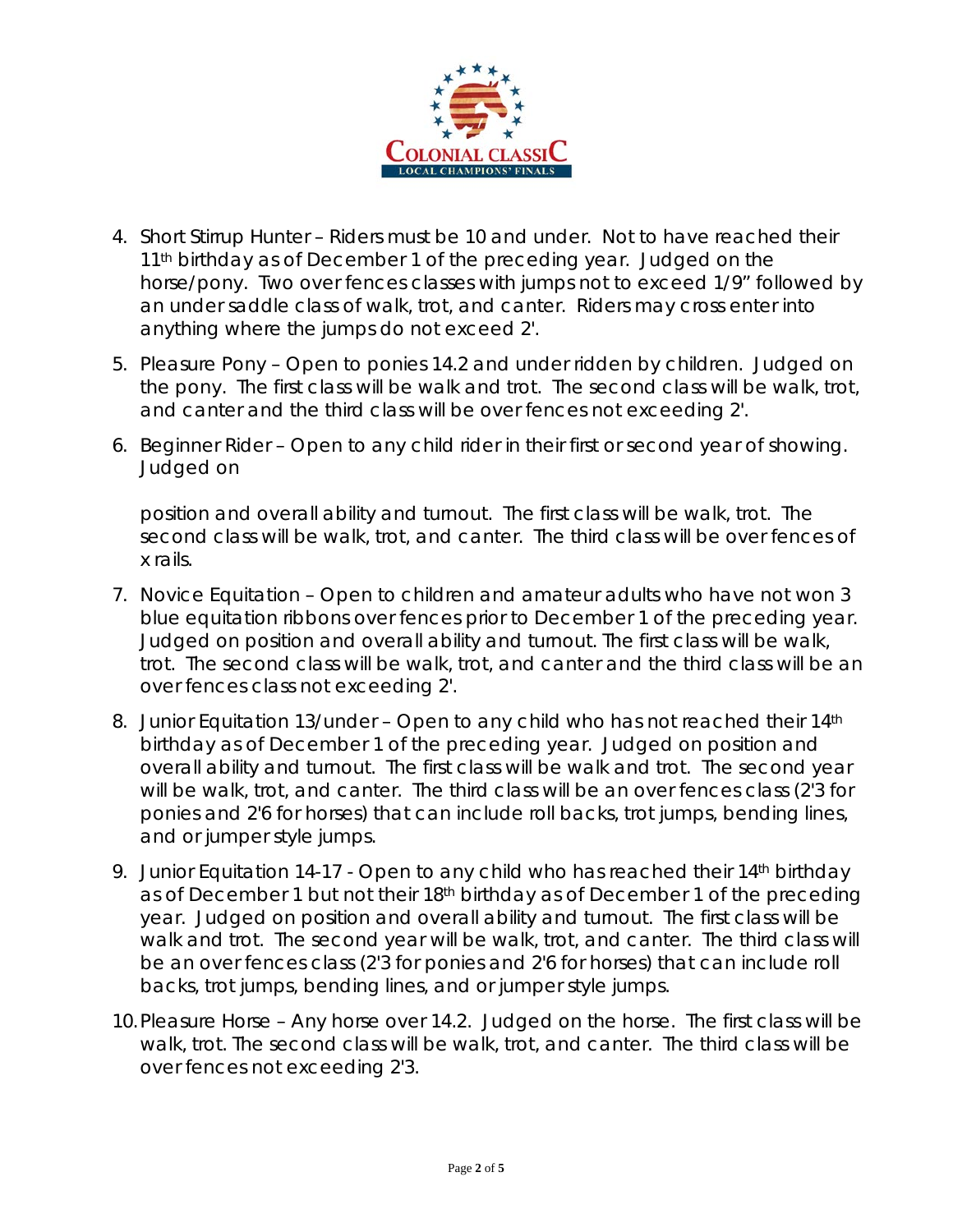4. Short Stirrup Hunter – Riders must be 10 and under. Not to have reached their 11th birthday as of December 1 of the preceding year. Judged on the horse/pony. Two over fences classes with jumps not to exceed 1/9" followed by an under saddle class of walk, trot, and canter. Riders may cross enter into anything where the jumps do not exceed 2'.

5. Pleasure Pony – Open to ponies 14.2 and under ridden by children. Judged on the pony. The first class will be walk and trot. The second class will be walk, trot, and canter and the third class will be over fences not exceeding 2'.

6. Beginner Rider – Open to any child rider in their first or second year of showing. Judged on

   position and overall ability and turnout. The first class will be walk, trot. The second class will be walk, trot, and canter. The third class will be over fences of x rails.

7. Novice Equitation – Open to children and amateur adults who have not won 3 blue equitation ribbons over fences prior to December 1 of the preceding year. Judged on position and overall ability and turnout. The first class will be walk, trot. The second class will be walk, trot, and canter and the third class will be an over fences class not exceeding 2'.

8. Junior Equitation 13/under – Open to any child who has not reached their 14th birthday as of December 1 of the preceding year. Judged on position and overall ability and turnout. The first class will be walk and trot. The second year will be walk, trot, and canter. The third class will be an over fences class (2'3 for ponies and 2'6 for horses) that can include roll backs, trot jumps, bending lines, and or jumper style jumps.

9. Junior Equitation 14-17 - Open to any child who has reached their 14th birthday as of December 1 but not their 18th birthday as of December 1 of the preceding year. Judged on position and overall ability and turnout. The first class will be walk and trot. The second year will be walk, trot, and canter. The third class will be an over fences class (2'3 for ponies and 2'6 for horses) that can include roll backs, trot jumps, bending lines, and or jumper style jumps.

10. Pleasure Horse – Any horse over 14.2. Judged on the horse. The first class will be walk, trot. The second class will be walk, trot, and canter. The third class will be over fences not exceeding 2'3.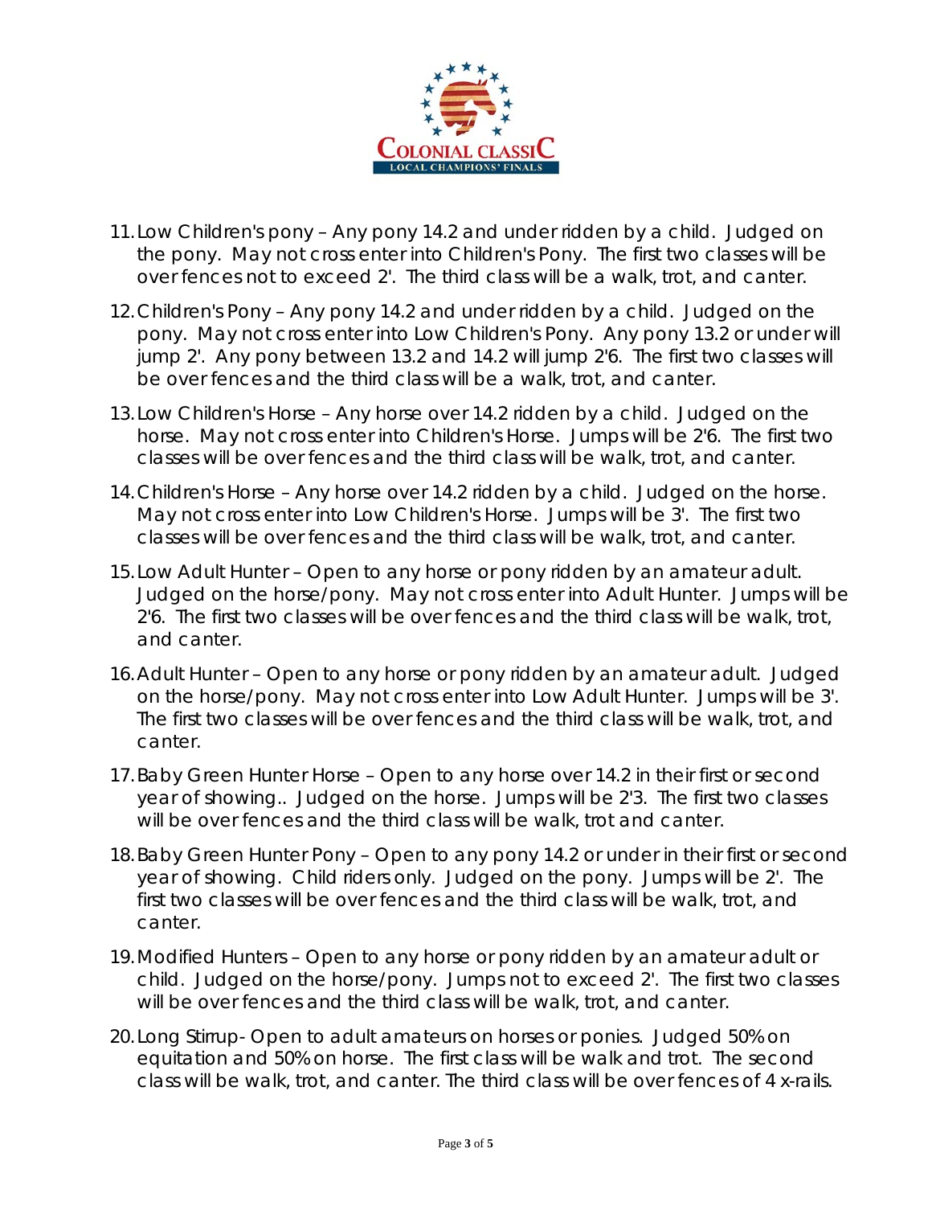11. Low Children's pony – Any pony 14.2 and under ridden by a child. Judged on the pony. May not cross enter into Children's Pony. The first two classes will be over fences not to exceed 2'. The third class will be a walk, trot, and canter.

12. Children's Pony – Any pony 14.2 and under ridden by a child. Judged on the pony. May not cross enter into Low Children's Pony. Any pony 13.2 or under will jump 2'. Any pony between 13.2 and 14.2 will jump 2'6. The first two classes will be over fences and the third class will be a walk, trot, and canter.

13. Low Children's Horse – Any horse over 14.2 ridden by a child. Judged on the horse. May not cross enter into Children's Horse. Jumps will be 2'6. The first two classes will be over fences and the third class will be walk, trot, and canter.

14. Children's Horse – Any horse over 14.2 ridden by a child. Judged on the horse. May not cross enter into Low Children's Horse. Jumps will be 3'. The first two classes will be over fences and the third class will be walk, trot, and canter.

15. Low Adult Hunter – Open to any horse or pony ridden by an amateur adult. Judged on the horse/pony. May not cross enter into Adult Hunter. Jumps will be 2'6. The first two classes will be over fences and the third class will be walk, trot, and canter.

16. Adult Hunter – Open to any horse or pony ridden by an amateur adult. Judged on the horse/pony. May not cross enter into Low Adult Hunter. Jumps will be 3'. The first two classes will be over fences and the third class will be walk, trot, and canter.

17. Baby Green Hunter Horse – Open to any horse over 14.2 in their first or second year of showing.. Judged on the horse. Jumps will be 2'3. The first two classes will be over fences and the third class will be walk, trot and canter.

18. Baby Green Hunter Pony – Open to any pony 14.2 or under in their first or second year of showing. Child riders only. Judged on the pony. Jumps will be 2'. The first two classes will be over fences and the third class will be walk, trot, and canter.

19. Modified Hunters – Open to any horse or pony ridden by an amateur adult or child. Judged on the horse/pony. Jumps not to exceed 2'. The first two classes will be over fences and the third class will be walk, trot, and canter.

20. Long Stirrup- Open to adult amateurs on horses or ponies. Judged 50% on equitation and 50% on horse. The first class will be walk and trot. The second class will be walk, trot, and canter. The third class will be over fences of 4 x-rails.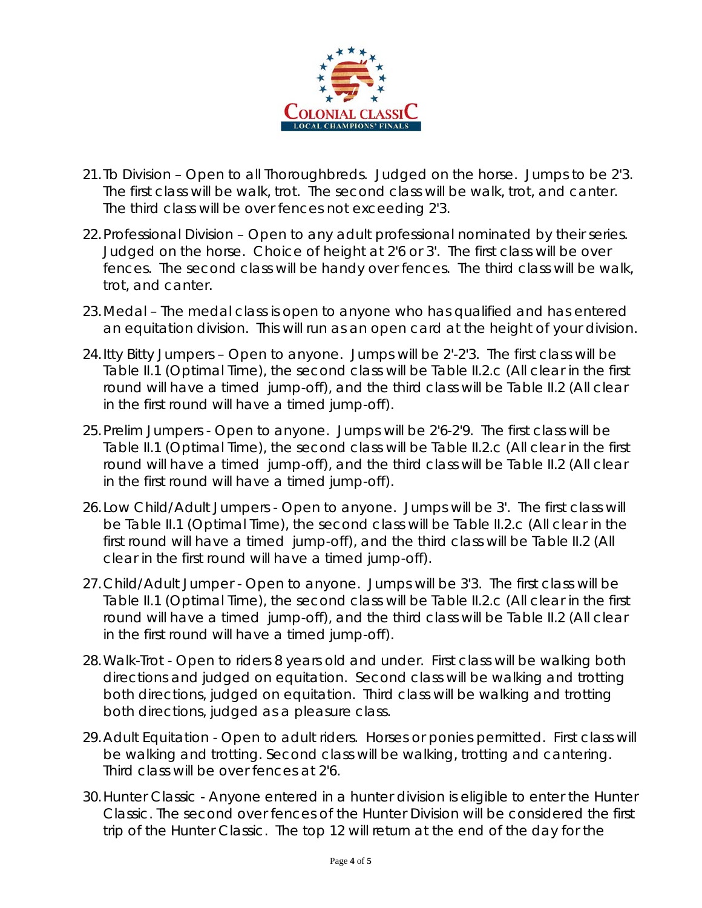21. Tb Division – Open to all Thoroughbreds. Judged on the horse. Jumps to be 2'3. The first class will be walk, trot. The second class will be walk, trot, and canter. The third class will be over fences not exceeding 2'3.
22. Professional Division – Open to any adult professional nominated by their series. Judged on the horse. Choice of height at 2'6 or 3'. The first class will be over fences. The second class will be handy over fences. The third class will be walk, trot, and canter.
23. Medal – The medal class is open to anyone who has qualified and has entered an equitation division. This will run as an open card at the height of your division.
24. Itty Bitty Jumpers – Open to anyone. Jumps will be 2'-2'3. The first class will be Table II.1 (Optimal Time), the second class will be Table II.2.c (All clear in the first round will have a timed jump-off), and the third class will be Table II.2 (All clear in the first round will have a timed jump-off).
25. Prelim Jumpers - Open to anyone. Jumps will be 2'6-2'9. The first class will be Table II.1 (Optimal Time), the second class will be Table II.2.c (All clear in the first round will have a timed jump-off), and the third class will be Table II.2 (All clear in the first round will have a timed jump-off).
26. Low Child/Adult Jumpers - Open to anyone. Jumps will be 3'. The first class will be Table II.1 (Optimal Time), the second class will be Table II.2.c (All clear in the first round will have a timed jump-off), and the third class will be Table II.2 (All clear in the first round will have a timed jump-off).
27. Child/Adult Jumper - Open to anyone. Jumps will be 3'3. The first class will be Table II.1 (Optimal Time), the second class will be Table II.2.c (All clear in the first round will have a timed jump-off), and the third class will be Table II.2 (All clear in the first round will have a timed jump-off).
28. Walk-Trot - Open to riders 8 years old and under. First class will be walking both directions and judged on equitation. Second class will be walking and trotting both directions, judged on equitation. Third class will be walking and trotting both directions, judged as a pleasure class.
29. Adult Equitation - Open to adult riders. Horses or ponies permitted. First class will be walking and trotting. Second class will be walking, trotting and cantering. Third class will be over fences at 2'6.
30. Hunter Classic - Anyone entered in a hunter division is eligible to enter the Hunter Classic. The second over fences of the Hunter Division will be considered the first trip of the Hunter Classic. The top 12 will return at the end of the day for the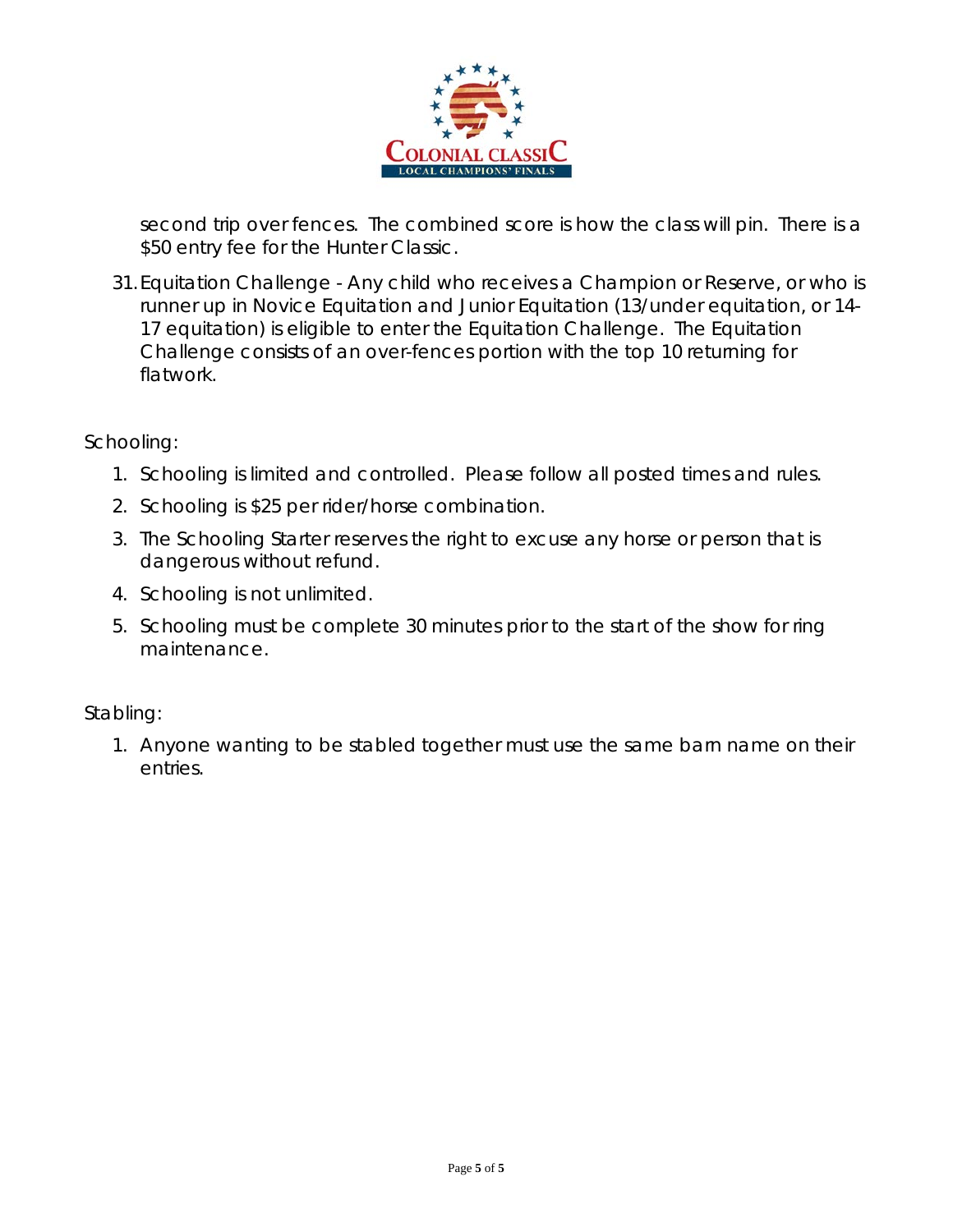second trip over fences. The combined score is how the class will pin. There is a $50 entry fee for the Hunter Classic.

31. Equitation Challenge - Any child who receives a Champion or Reserve, or who is runner up in Novice Equitation and Junior Equitation (13/under equitation, or 14-17 equitation) is eligible to enter the Equitation Challenge. The Equitation Challenge consists of an over-fences portion with the top 10 returning for flatwork.

Schooling:

1. Schooling is limited and controlled. Please follow all posted times and rules.
2. Schooling is $25 per rider/horse combination.
3. The Schooling Starter reserves the right to excuse any horse or person that is dangerous without refund.
4. Schooling is not unlimited.
5. Schooling must be complete 30 minutes prior to the start of the show for ring maintenance.

Stabling:

1. Anyone wanting to be stabled together must use the same barn name on their entries.